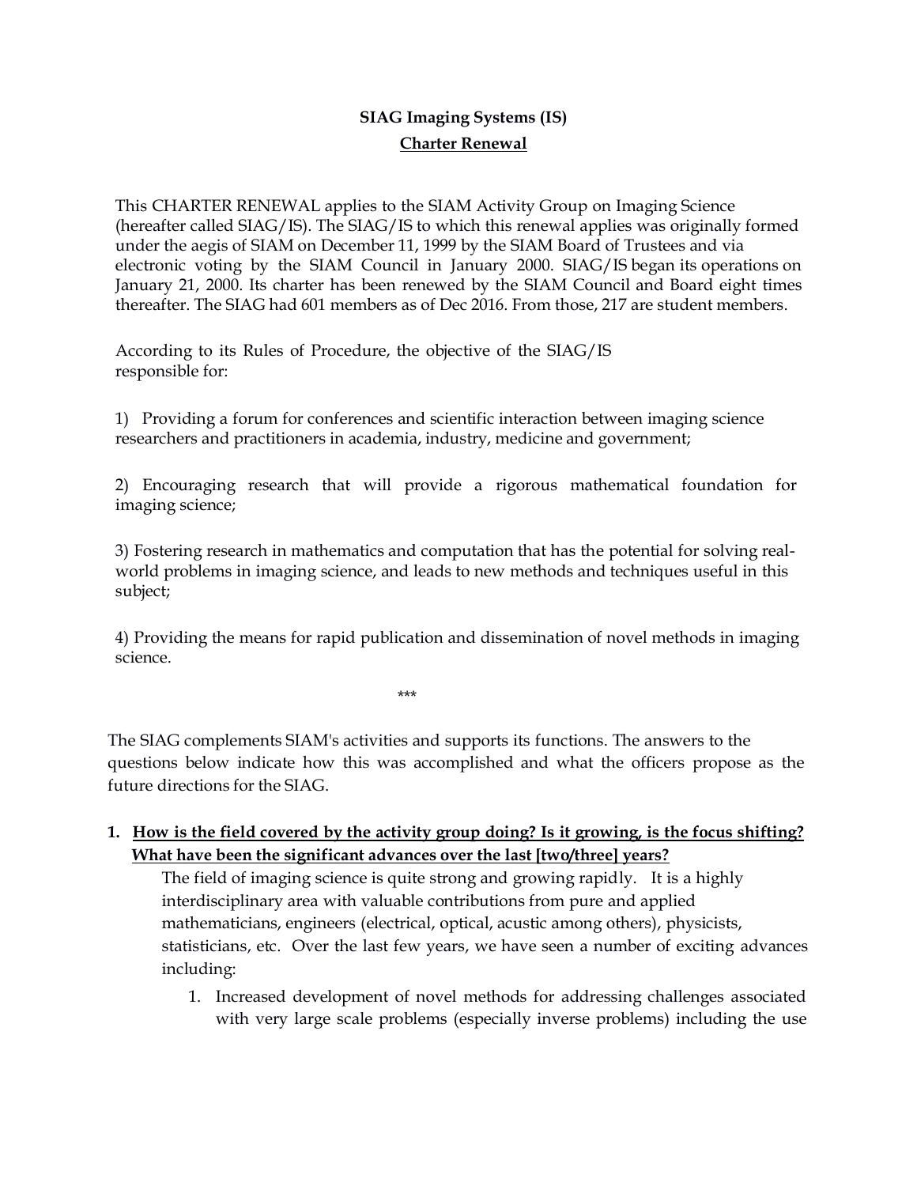**SIAG Imaging Systems (IS)**

**Charter Renewal**

This CHARTER RENEWAL applies to the SIAM Activity Group on Imaging Science (hereafter called SIAG/IS). The SIAG/IS to which this renewal applies was originally formed under the aegis of SIAM on December 11, 1999 by the SIAM Board of Trustees and via electronic voting by the SIAM Council in January 2000. SIAG/IS began its operations on January 21, 2000. Its charter has been renewed by the SIAM Council and Board eight times thereafter. The SIAG had 601 members as of Dec 2016. From those, 217 are student members.

According to its Rules of Procedure, the objective of the SIAG/IS responsible for:

1) Providing a forum for conferences and scientific interaction between imaging science researchers and practitioners in academia, industry, medicine and government;

2) Encouraging research that will provide a rigorous mathematical foundation for imaging science;

3) Fostering research in mathematics and computation that has the potential for solving real-world problems in imaging science, and leads to new methods and techniques useful in this subject;

4) Providing the means for rapid publication and dissemination of novel methods in imaging science.

***

The SIAG complements SIAM's activities and supports its functions. The answers to the questions below indicate how this was accomplished and what the officers propose as the future directions for the SIAG.

1. **How is the field covered by the activity group doing? Is it growing, is the focus shifting? What have been the significant advances over the last [two/three] years?**

   The field of imaging science is quite strong and growing rapidly. It is a highly interdisciplinary area with valuable contributions from pure and applied mathematicians, engineers (electrical, optical, acustic among others), physicists, statisticians, etc. Over the last few years, we have seen a number of exciting advances including:

   1. Increased development of novel methods for addressing challenges associated with very large scale problems (especially inverse problems) including the use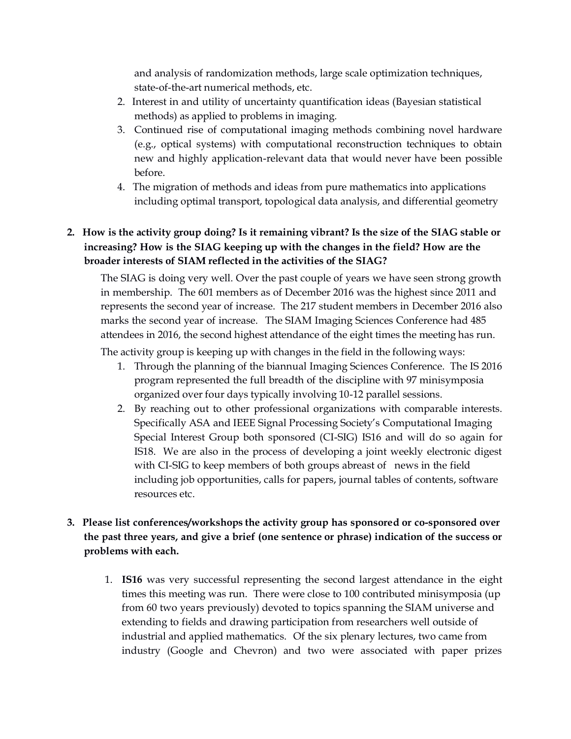and analysis of randomization methods, large scale optimization techniques, state-of-the-art numerical methods, etc.

2. Interest in and utility of uncertainty quantification ideas (Bayesian statistical methods) as applied to problems in imaging.
3. Continued rise of computational imaging methods combining novel hardware (e.g., optical systems) with computational reconstruction techniques to obtain new and highly application-relevant data that would never have been possible before.
4. The migration of methods and ideas from pure mathematics into applications including optimal transport, topological data analysis, and differential geometry

**2. How is the activity group doing? Is it remaining vibrant? Is the size of the SIAG stable or increasing? How is the SIAG keeping up with the changes in the field? How are the broader interests of SIAM reflected in the activities of the SIAG?**

The SIAG is doing very well. Over the past couple of years we have seen strong growth in membership. The 601 members as of December 2016 was the highest since 2011 and represents the second year of increase. The 217 student members in December 2016 also marks the second year of increase. The SIAM Imaging Sciences Conference had 485 attendees in 2016, the second highest attendance of the eight times the meeting has run.

The activity group is keeping up with changes in the field in the following ways:

1. Through the planning of the biannual Imaging Sciences Conference. The IS 2016 program represented the full breadth of the discipline with 97 minisymposia organized over four days typically involving 10-12 parallel sessions.
2. By reaching out to other professional organizations with comparable interests. Specifically ASA and IEEE Signal Processing Society's Computational Imaging Special Interest Group both sponsored (CI-SIG) IS16 and will do so again for IS18. We are also in the process of developing a joint weekly electronic digest with CI-SIG to keep members of both groups abreast of news in the field including job opportunities, calls for papers, journal tables of contents, software resources etc.

**3. Please list conferences/workshops the activity group has sponsored or co-sponsored over the past three years, and give a brief (one sentence or phrase) indication of the success or problems with each.**

1. **IS16** was very successful representing the second largest attendance in the eight times this meeting was run. There were close to 100 contributed minisymposia (up from 60 two years previously) devoted to topics spanning the SIAM universe and extending to fields and drawing participation from researchers well outside of industrial and applied mathematics. Of the six plenary lectures, two came from industry (Google and Chevron) and two were associated with paper prizes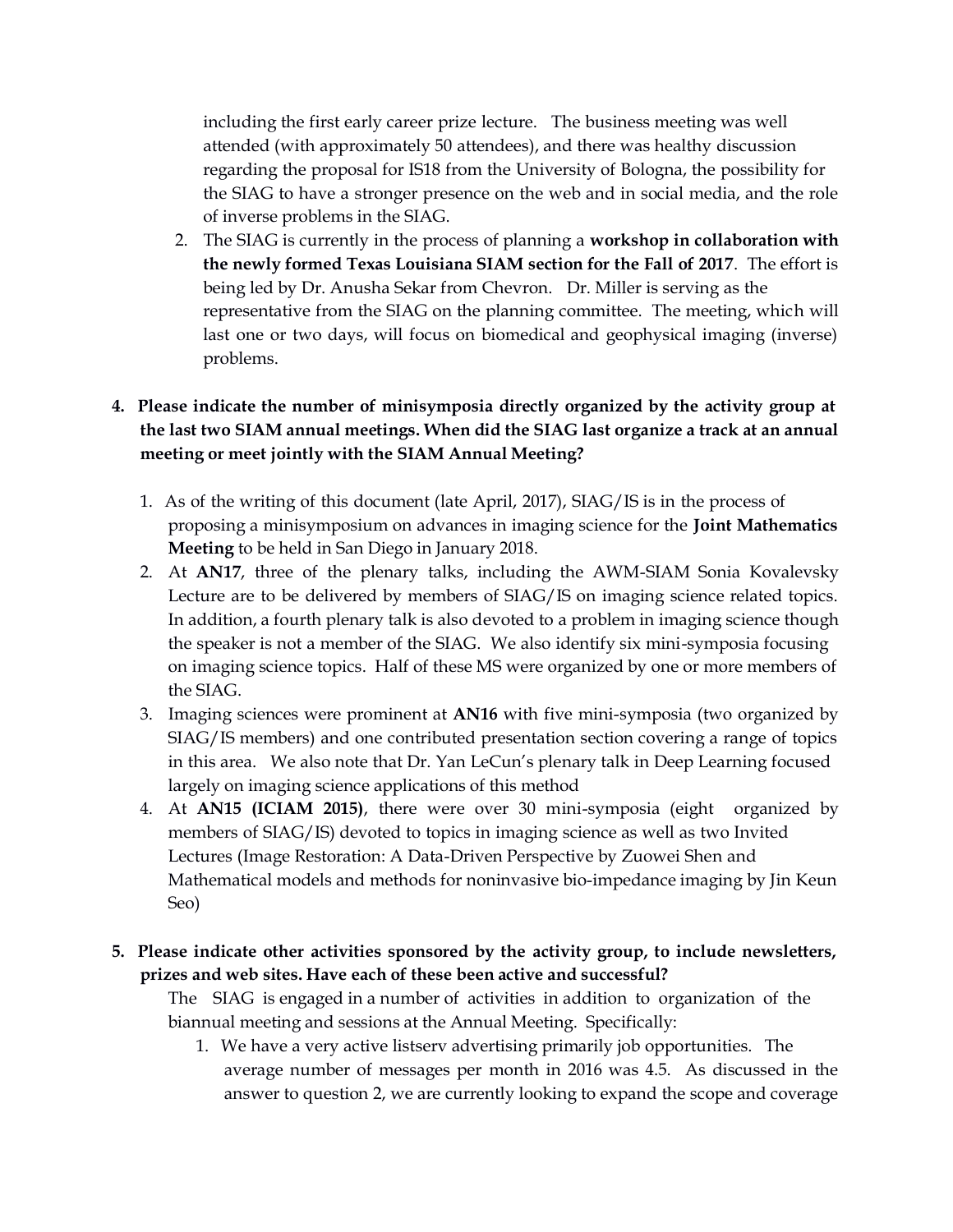including the first early career prize lecture. The business meeting was well attended (with approximately 50 attendees), and there was healthy discussion regarding the proposal for IS18 from the University of Bologna, the possibility for the SIAG to have a stronger presence on the web and in social media, and the role of inverse problems in the SIAG.

2. The SIAG is currently in the process of planning a **workshop in collaboration with the newly formed Texas Louisiana SIAM section for the Fall of 2017**. The effort is being led by Dr. Anusha Sekar from Chevron. Dr. Miller is serving as the representative from the SIAG on the planning committee. The meeting, which will last one or two days, will focus on biomedical and geophysical imaging (inverse) problems.

**4. Please indicate the number of minisymposia directly organized by the activity group at the last two SIAM annual meetings. When did the SIAG last organize a track at an annual meeting or meet jointly with the SIAM Annual Meeting?**

1. As of the writing of this document (late April, 2017), SIAG/IS is in the process of proposing a minisymposium on advances in imaging science for the **Joint Mathematics Meeting** to be held in San Diego in January 2018.
2. At **AN17**, three of the plenary talks, including the AWM-SIAM Sonia Kovalevsky Lecture are to be delivered by members of SIAG/IS on imaging science related topics. In addition, a fourth plenary talk is also devoted to a problem in imaging science though the speaker is not a member of the SIAG. We also identify six mini-symposia focusing on imaging science topics. Half of these MS were organized by one or more members of the SIAG.
3. Imaging sciences were prominent at **AN16** with five mini-symposia (two organized by SIAG/IS members) and one contributed presentation section covering a range of topics in this area. We also note that Dr. Yan LeCun's plenary talk in Deep Learning focused largely on imaging science applications of this method
4. At **AN15 (ICIAM 2015)**, there were over 30 mini-symposia (eight organized by members of SIAG/IS) devoted to topics in imaging science as well as two Invited Lectures (Image Restoration: A Data-Driven Perspective by Zuowei Shen and Mathematical models and methods for noninvasive bio-impedance imaging by Jin Keun Seo)

**5. Please indicate other activities sponsored by the activity group, to include newsletters, prizes and web sites. Have each of these been active and successful?**

The SIAG is engaged in a number of activities in addition to organization of the biannual meeting and sessions at the Annual Meeting. Specifically:

1. We have a very active listserv advertising primarily job opportunities. The average number of messages per month in 2016 was 4.5. As discussed in the answer to question 2, we are currently looking to expand the scope and coverage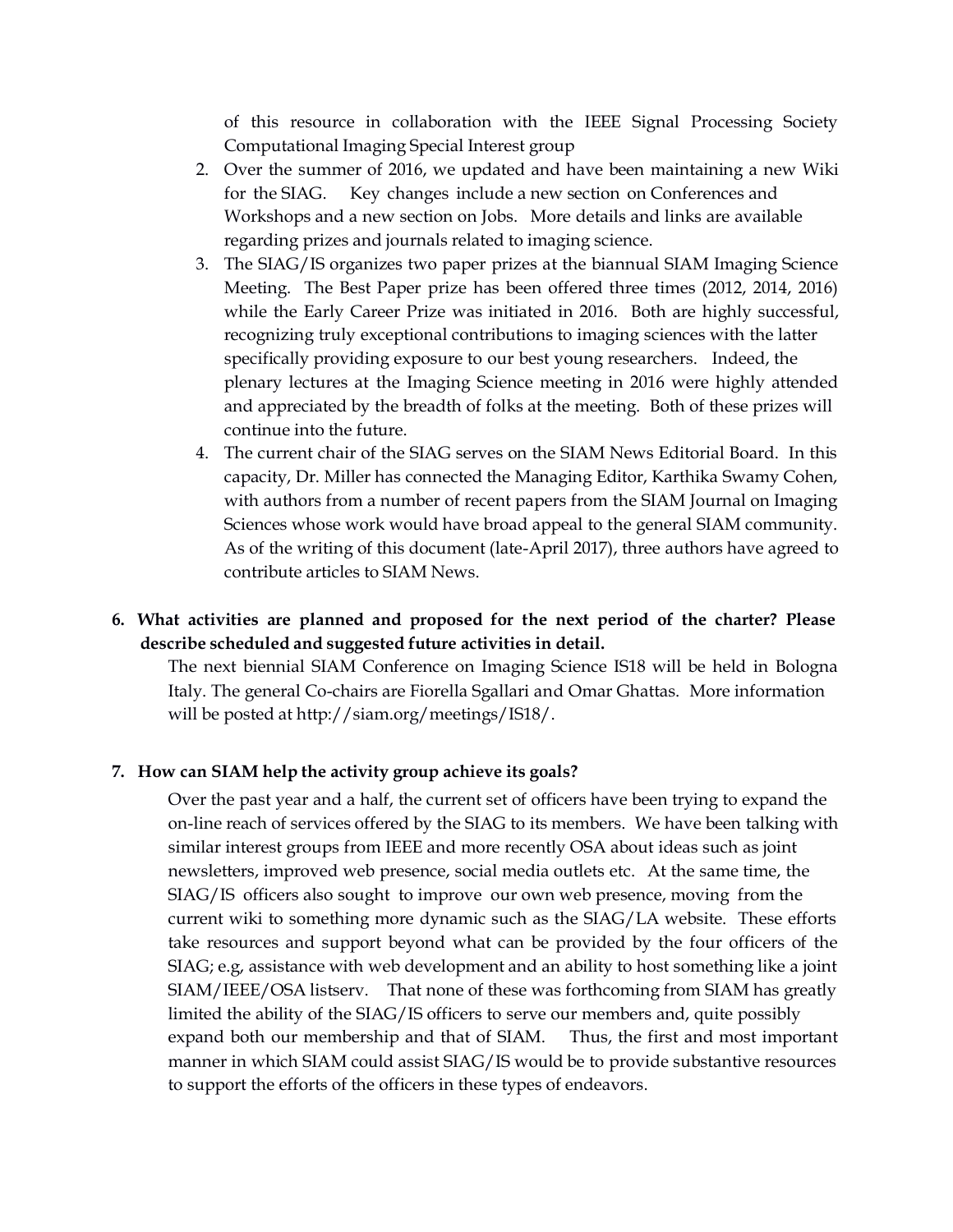of this resource in collaboration with the IEEE Signal Processing Society Computational Imaging Special Interest group

2. Over the summer of 2016, we updated and have been maintaining a new Wiki for the SIAG. Key changes include a new section on Conferences and Workshops and a new section on Jobs. More details and links are available regarding prizes and journals related to imaging science.
3. The SIAG/IS organizes two paper prizes at the biannual SIAM Imaging Science Meeting. The Best Paper prize has been offered three times (2012, 2014, 2016) while the Early Career Prize was initiated in 2016. Both are highly successful, recognizing truly exceptional contributions to imaging sciences with the latter specifically providing exposure to our best young researchers. Indeed, the plenary lectures at the Imaging Science meeting in 2016 were highly attended and appreciated by the breadth of folks at the meeting. Both of these prizes will continue into the future.
4. The current chair of the SIAG serves on the SIAM News Editorial Board. In this capacity, Dr. Miller has connected the Managing Editor, Karthika Swamy Cohen, with authors from a number of recent papers from the SIAM Journal on Imaging Sciences whose work would have broad appeal to the general SIAM community. As of the writing of this document (late-April 2017), three authors have agreed to contribute articles to SIAM News.

**6. What activities are planned and proposed for the next period of the charter? Please describe scheduled and suggested future activities in detail.**

The next biennial SIAM Conference on Imaging Science IS18 will be held in Bologna Italy. The general Co-chairs are Fiorella Sgallari and Omar Ghattas. More information will be posted at http://siam.org/meetings/IS18/.

**7. How can SIAM help the activity group achieve its goals?**

Over the past year and a half, the current set of officers have been trying to expand the on-line reach of services offered by the SIAG to its members. We have been talking with similar interest groups from IEEE and more recently OSA about ideas such as joint newsletters, improved web presence, social media outlets etc. At the same time, the SIAG/IS officers also sought to improve our own web presence, moving from the current wiki to something more dynamic such as the SIAG/LA website. These efforts take resources and support beyond what can be provided by the four officers of the SIAG; e.g, assistance with web development and an ability to host something like a joint SIAM/IEEE/OSA listserv. That none of these was forthcoming from SIAM has greatly limited the ability of the SIAG/IS officers to serve our members and, quite possibly expand both our membership and that of SIAM. Thus, the first and most important manner in which SIAM could assist SIAG/IS would be to provide substantive resources to support the efforts of the officers in these types of endeavors.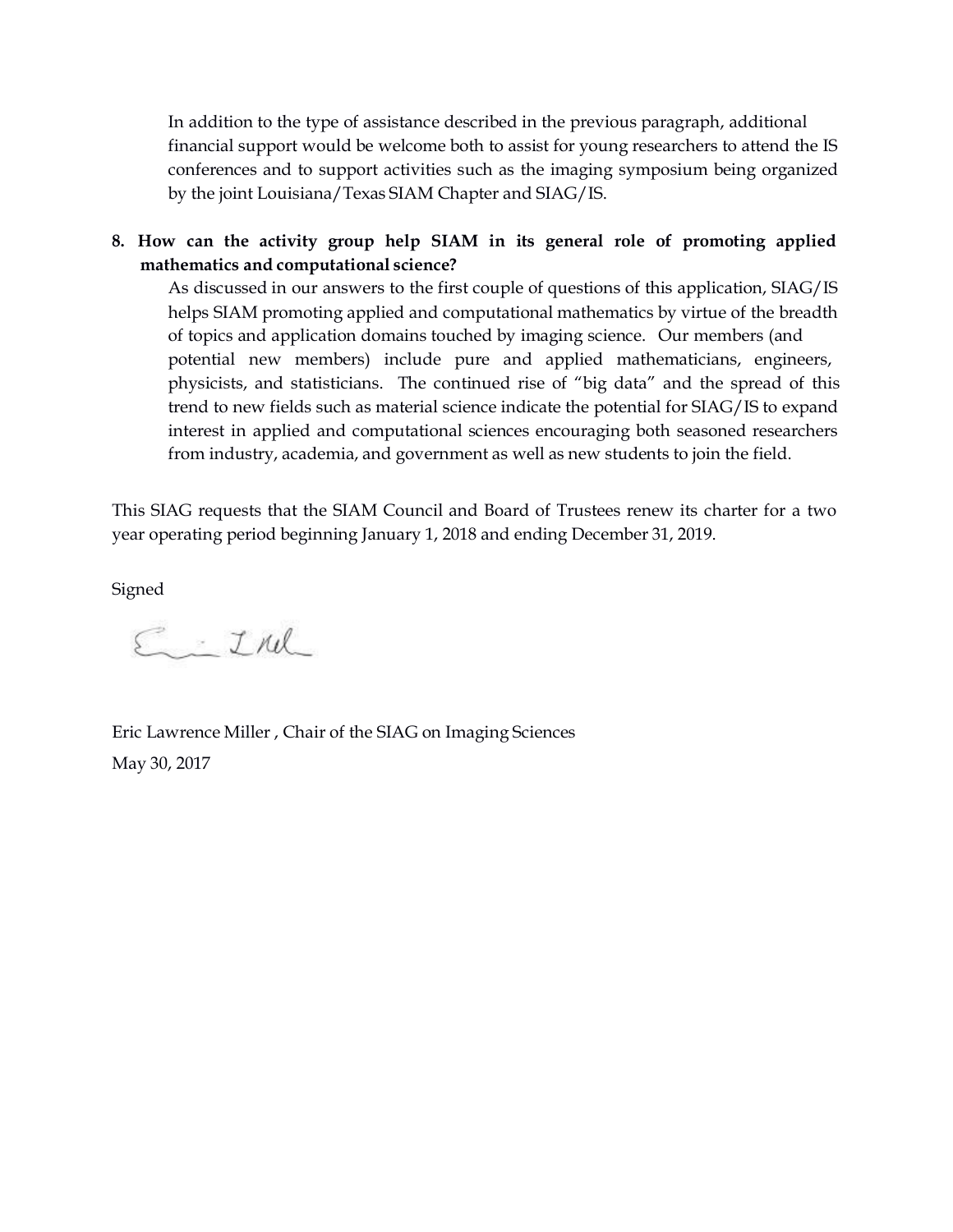In addition to the type of assistance described in the previous paragraph, additional financial support would be welcome both to assist for young researchers to attend the IS conferences and to support activities such as the imaging symposium being organized by the joint Louisiana/Texas SIAM Chapter and SIAG/IS.

**8. How can the activity group help SIAM in its general role of promoting applied mathematics and computational science?**

As discussed in our answers to the first couple of questions of this application, SIAG/IS helps SIAM promoting applied and computational mathematics by virtue of the breadth of topics and application domains touched by imaging science. Our members (and potential new members) include pure and applied mathematicians, engineers, physicists, and statisticians. The continued rise of "big data" and the spread of this trend to new fields such as material science indicate the potential for SIAG/IS to expand interest in applied and computational sciences encouraging both seasoned researchers from industry, academia, and government as well as new students to join the field.

This SIAG requests that the SIAM Council and Board of Trustees renew its charter for a two year operating period beginning January 1, 2018 and ending December 31, 2019.

Signed

Eric Lawrence Miller , Chair of the SIAG on Imaging Sciences

May 30, 2017